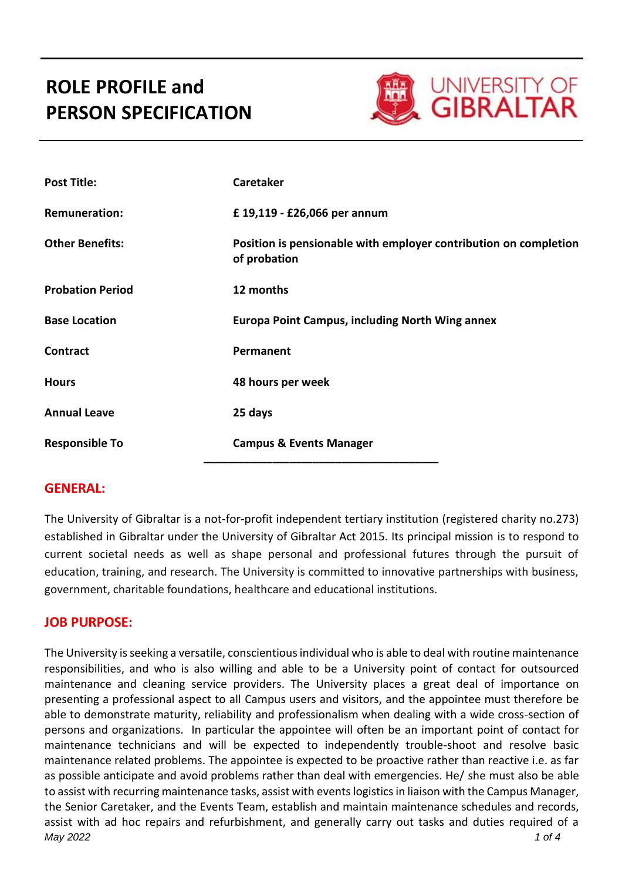# ROLE PROFILE and PERSON SPECIFICATION

UNIVERSITY OF GIBRALTAR

| | |
|---|---|
| **Post Title:** | **Caretaker** |
| **Remuneration:** | **£ 19,119 - £26,066 per annum** |
| **Other Benefits:** | **Position is pensionable with employer contribution on completion of probation** |
| **Probation Period** | **12 months** |
| **Base Location** | **Europa Point Campus, including North Wing annex** |
| **Contract** | **Permanent** |
| **Hours** | **48 hours per week** |
| **Annual Leave** | **25 days** |
| **Responsible To** | **Campus & Events Manager** |

## GENERAL:

The University of Gibraltar is a not-for-profit independent tertiary institution (registered charity no.273) established in Gibraltar under the University of Gibraltar Act 2015. Its principal mission is to respond to current societal needs as well as shape personal and professional futures through the pursuit of education, training, and research. The University is committed to innovative partnerships with business, government, charitable foundations, healthcare and educational institutions.

## JOB PURPOSE:

The University is seeking a versatile, conscientious individual who is able to deal with routine maintenance responsibilities, and who is also willing and able to be a University point of contact for outsourced maintenance and cleaning service providers. The University places a great deal of importance on presenting a professional aspect to all Campus users and visitors, and the appointee must therefore be able to demonstrate maturity, reliability and professionalism when dealing with a wide cross-section of persons and organizations. In particular the appointee will often be an important point of contact for maintenance technicians and will be expected to independently trouble-shoot and resolve basic maintenance related problems. The appointee is expected to be proactive rather than reactive i.e. as far as possible anticipate and avoid problems rather than deal with emergencies. He/ she must also be able to assist with recurring maintenance tasks, assist with events logistics in liaison with the Campus Manager, the Senior Caretaker, and the Events Team, establish and maintain maintenance schedules and records, assist with ad hoc repairs and refurbishment, and generally carry out tasks and duties required of a

*May 2022*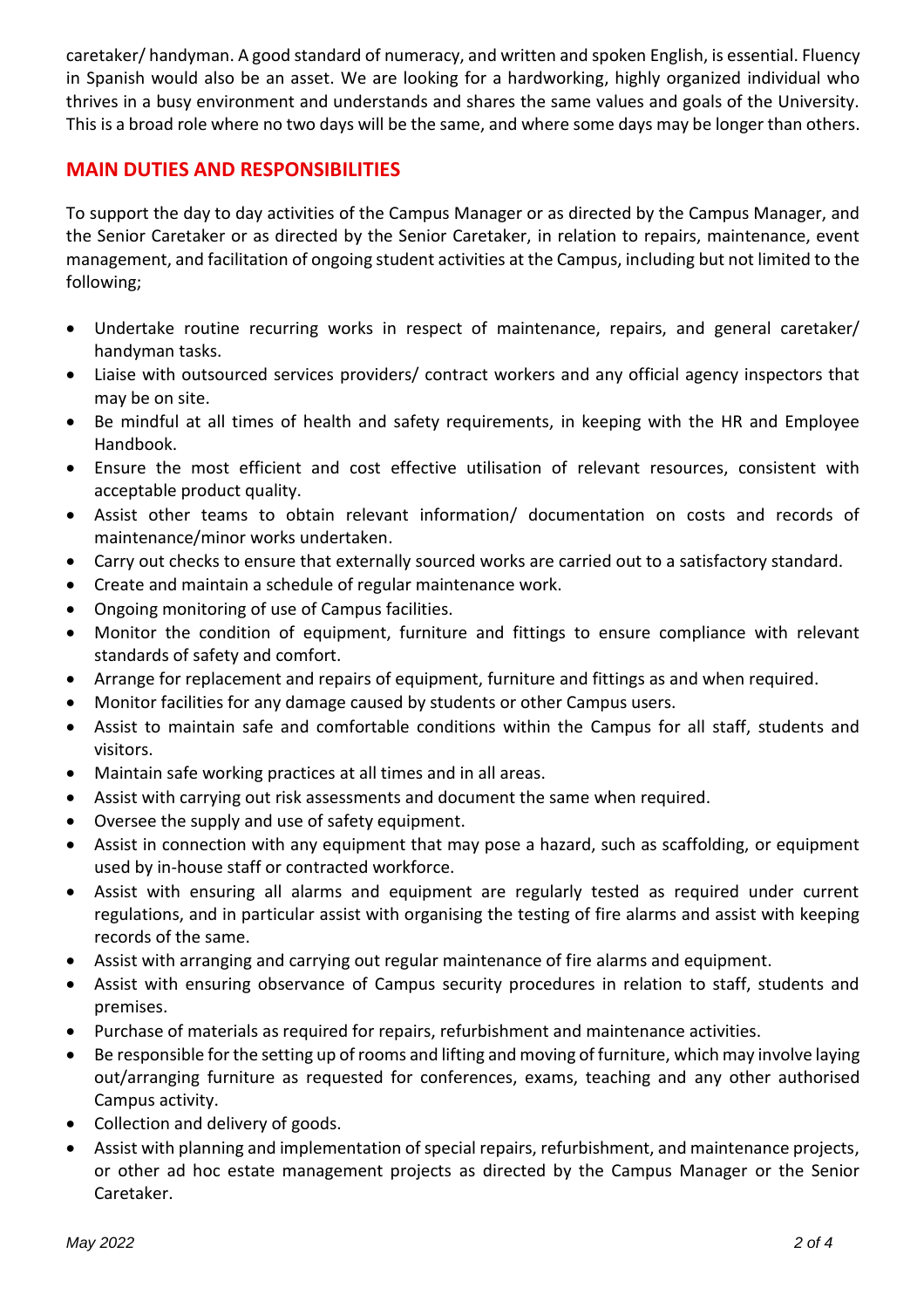caretaker/ handyman. A good standard of numeracy, and written and spoken English, is essential. Fluency in Spanish would also be an asset. We are looking for a hardworking, highly organized individual who thrives in a busy environment and understands and shares the same values and goals of the University. This is a broad role where no two days will be the same, and where some days may be longer than others.

## MAIN DUTIES AND RESPONSIBILITIES

To support the day to day activities of the Campus Manager or as directed by the Campus Manager, and the Senior Caretaker or as directed by the Senior Caretaker, in relation to repairs, maintenance, event management, and facilitation of ongoing student activities at the Campus, including but not limited to the following;

- Undertake routine recurring works in respect of maintenance, repairs, and general caretaker/ handyman tasks.
- Liaise with outsourced services providers/ contract workers and any official agency inspectors that may be on site.
- Be mindful at all times of health and safety requirements, in keeping with the HR and Employee Handbook.
- Ensure the most efficient and cost effective utilisation of relevant resources, consistent with acceptable product quality.
- Assist other teams to obtain relevant information/ documentation on costs and records of maintenance/minor works undertaken.
- Carry out checks to ensure that externally sourced works are carried out to a satisfactory standard.
- Create and maintain a schedule of regular maintenance work.
- Ongoing monitoring of use of Campus facilities.
- Monitor the condition of equipment, furniture and fittings to ensure compliance with relevant standards of safety and comfort.
- Arrange for replacement and repairs of equipment, furniture and fittings as and when required.
- Monitor facilities for any damage caused by students or other Campus users.
- Assist to maintain safe and comfortable conditions within the Campus for all staff, students and visitors.
- Maintain safe working practices at all times and in all areas.
- Assist with carrying out risk assessments and document the same when required.
- Oversee the supply and use of safety equipment.
- Assist in connection with any equipment that may pose a hazard, such as scaffolding, or equipment used by in-house staff or contracted workforce.
- Assist with ensuring all alarms and equipment are regularly tested as required under current regulations, and in particular assist with organising the testing of fire alarms and assist with keeping records of the same.
- Assist with arranging and carrying out regular maintenance of fire alarms and equipment.
- Assist with ensuring observance of Campus security procedures in relation to staff, students and premises.
- Purchase of materials as required for repairs, refurbishment and maintenance activities.
- Be responsible for the setting up of rooms and lifting and moving of furniture, which may involve laying out/arranging furniture as requested for conferences, exams, teaching and any other authorised Campus activity.
- Collection and delivery of goods.
- Assist with planning and implementation of special repairs, refurbishment, and maintenance projects, or other ad hoc estate management projects as directed by the Campus Manager or the Senior Caretaker.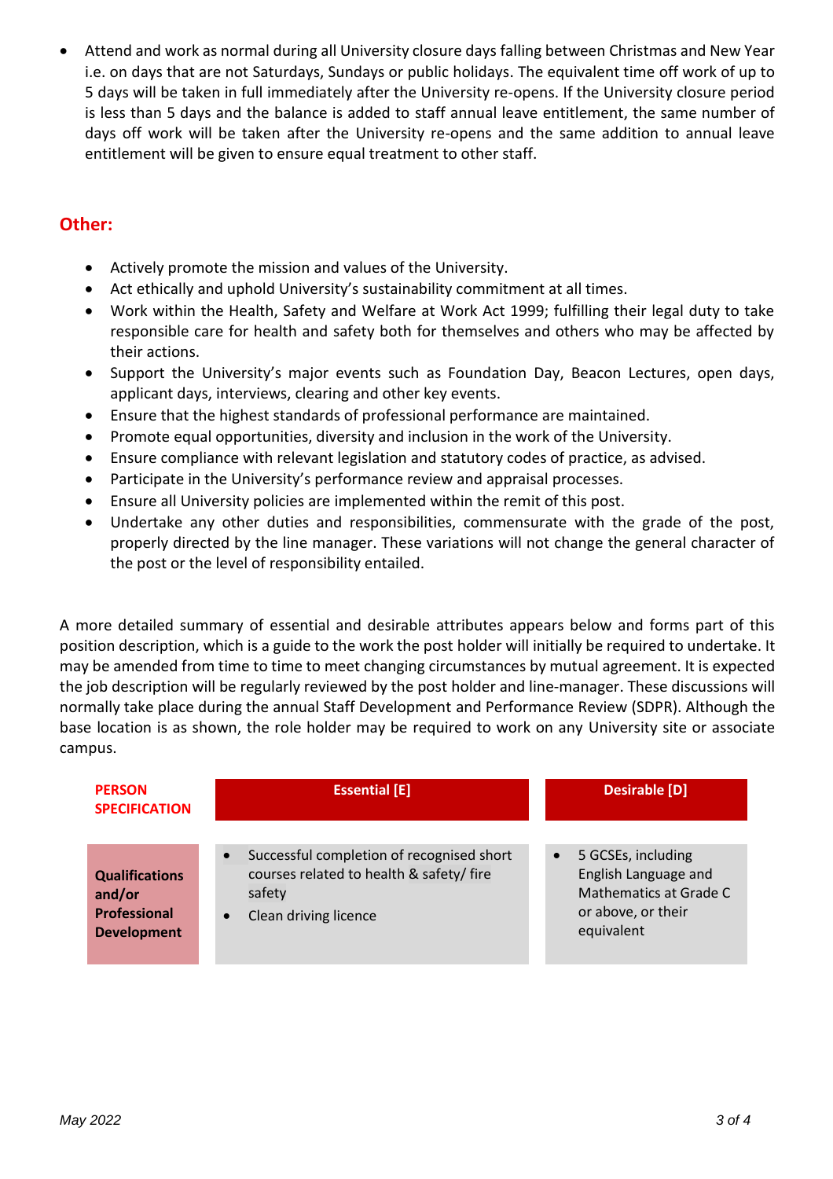- Attend and work as normal during all University closure days falling between Christmas and New Year i.e. on days that are not Saturdays, Sundays or public holidays. The equivalent time off work of up to 5 days will be taken in full immediately after the University re-opens. If the University closure period is less than 5 days and the balance is added to staff annual leave entitlement, the same number of days off work will be taken after the University re-opens and the same addition to annual leave entitlement will be given to ensure equal treatment to other staff.

## Other:

- Actively promote the mission and values of the University.
- Act ethically and uphold University's sustainability commitment at all times.
- Work within the Health, Safety and Welfare at Work Act 1999; fulfilling their legal duty to take responsible care for health and safety both for themselves and others who may be affected by their actions.
- Support the University's major events such as Foundation Day, Beacon Lectures, open days, applicant days, interviews, clearing and other key events.
- Ensure that the highest standards of professional performance are maintained.
- Promote equal opportunities, diversity and inclusion in the work of the University.
- Ensure compliance with relevant legislation and statutory codes of practice, as advised.
- Participate in the University's performance review and appraisal processes.
- Ensure all University policies are implemented within the remit of this post.
- Undertake any other duties and responsibilities, commensurate with the grade of the post, properly directed by the line manager. These variations will not change the general character of the post or the level of responsibility entailed.

A more detailed summary of essential and desirable attributes appears below and forms part of this position description, which is a guide to the work the post holder will initially be required to undertake. It may be amended from time to time to meet changing circumstances by mutual agreement. It is expected the job description will be regularly reviewed by the post holder and line-manager. These discussions will normally take place during the annual Staff Development and Performance Review (SDPR). Although the base location is as shown, the role holder may be required to work on any University site or associate campus.

| PERSON SPECIFICATION | Essential [E] | Desirable [D] |
|---|---|---|
| **Qualifications and/or Professional Development** | • Successful completion of recognised short courses related to health & safety/ fire safety<br>• Clean driving licence | • 5 GCSEs, including English Language and Mathematics at Grade C or above, or their equivalent |

*May 2022*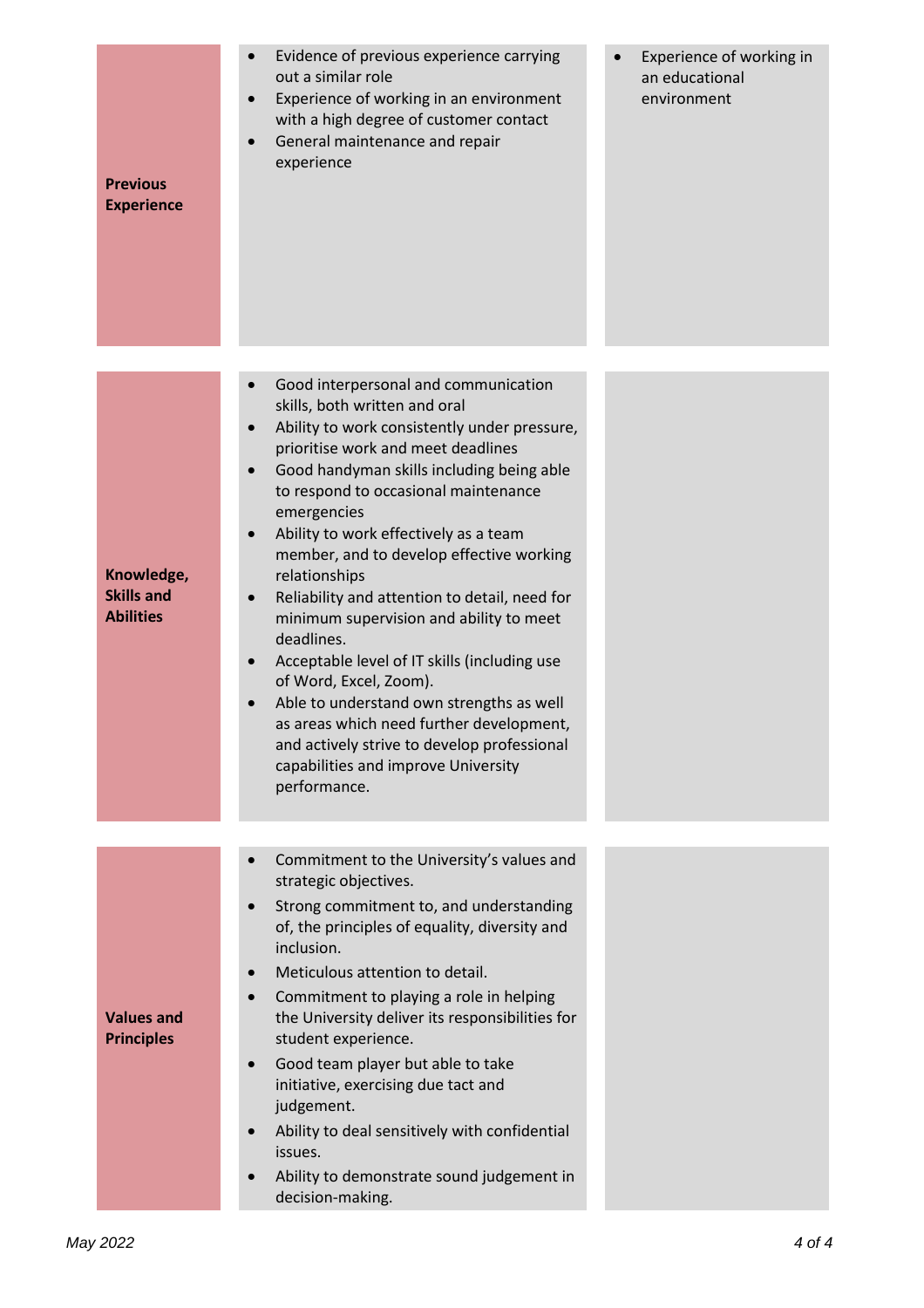| | | |
|---|---|---|
| **Previous Experience** | <ul><li>Evidence of previous experience carrying out a similar role</li><li>Experience of working in an environment with a high degree of customer contact</li><li>General maintenance and repair experience</li></ul> | <ul><li>Experience of working in an educational environment</li></ul> |
| **Knowledge, Skills and Abilities** | <ul><li>Good interpersonal and communication skills, both written and oral</li><li>Ability to work consistently under pressure, prioritise work and meet deadlines</li><li>Good handyman skills including being able to respond to occasional maintenance emergencies</li><li>Ability to work effectively as a team member, and to develop effective working relationships</li><li>Reliability and attention to detail, need for minimum supervision and ability to meet deadlines.</li><li>Acceptable level of IT skills (including use of Word, Excel, Zoom).</li><li>Able to understand own strengths as well as areas which need further development, and actively strive to develop professional capabilities and improve University performance.</li></ul> | |
| **Values and Principles** | <ul><li>Commitment to the University's values and strategic objectives.</li><li>Strong commitment to, and understanding of, the principles of equality, diversity and inclusion.</li><li>Meticulous attention to detail.</li><li>Commitment to playing a role in helping the University deliver its responsibilities for student experience.</li><li>Good team player but able to take initiative, exercising due tact and judgement.</li><li>Ability to deal sensitively with confidential issues.</li><li>Ability to demonstrate sound judgement in decision-making.</li></ul> | |

*May 2022*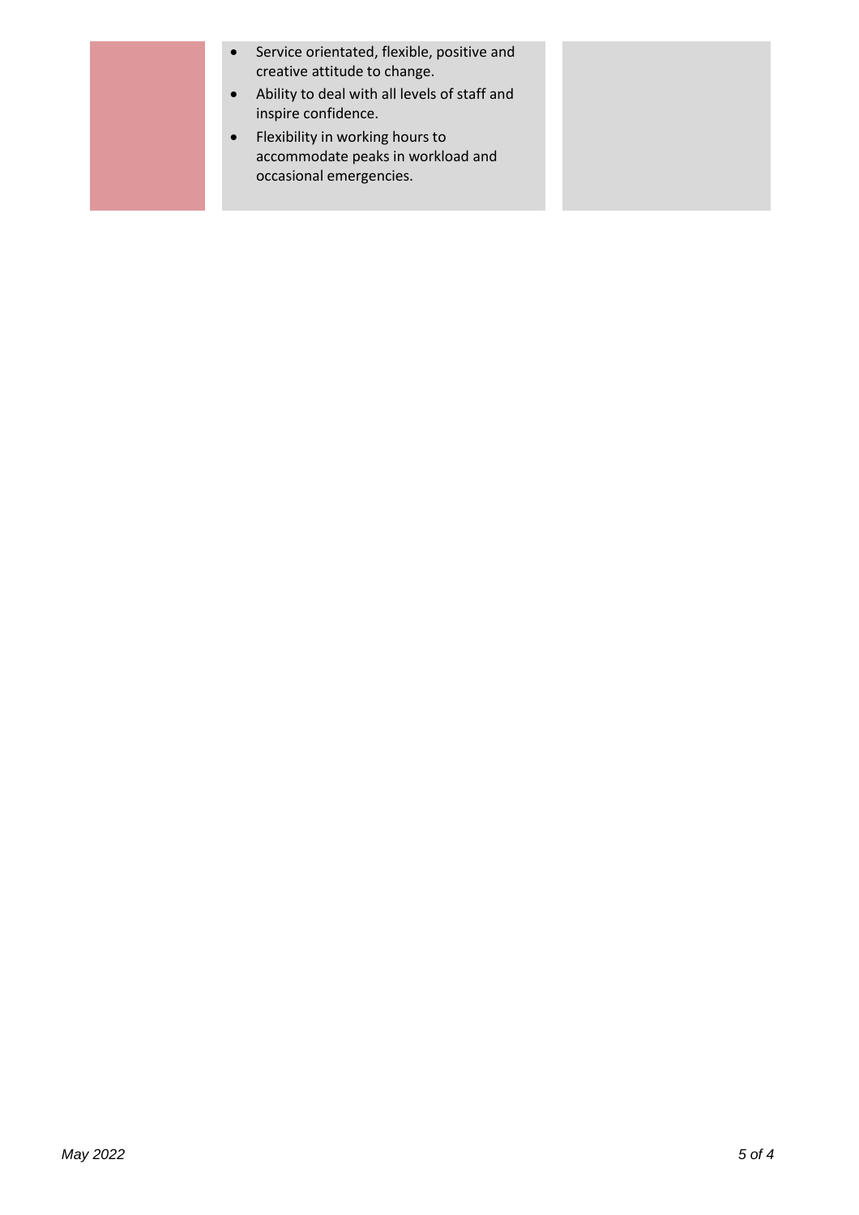| | | |
|---|---|---|
| | • Service orientated, flexible, positive and creative attitude to change.<br>• Ability to deal with all levels of staff and inspire confidence.<br>• Flexibility in working hours to accommodate peaks in workload and occasional emergencies. | |